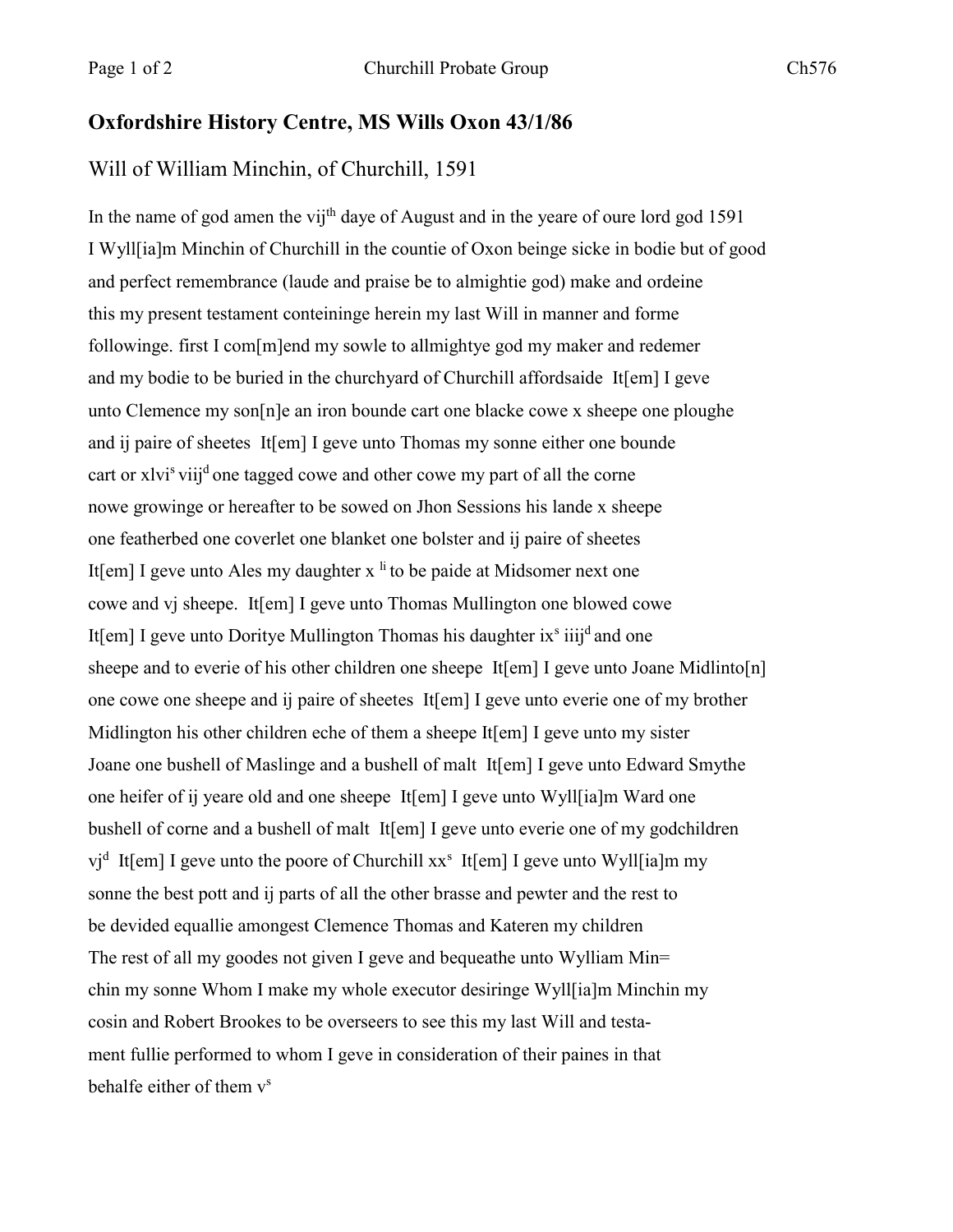## Oxfordshire History Centre, MS Wills Oxon 43/1/86

### Will of William Minchin, of Churchill, 1591

In the name of god amen the vij$^{th}$ daye of August and in the yeare of oure lord god 1591 I Wyll[ia]m Minchin of Churchill in the countie of Oxon beinge sicke in bodie but of good and perfect remembrance (laude and praise be to almightie god) make and ordeine this my present testament conteininge herein my last Will in manner and forme followinge. first I com[m]end my sowle to allmightye god my maker and redemer and my bodie to be buried in the churchyard of Churchill affordsaide It[em] I geve unto Clemence my son[n]e an iron bounde cart one blacke cowe x sheepe one ploughe and ij paire of sheetes It[em] I geve unto Thomas my sonne either one bounde cart or xlvi$^{s}$ viij$^{d}$ one tagged cowe and other cowe my part of all the corne nowe growinge or hereafter to be sowed on Jhon Sessions his lande x sheepe one featherbed one coverlet one blanket one bolster and ij paire of sheetes It[em] I geve unto Ales my daughter x $^{li}$ to be paide at Midsomer next one cowe and vj sheepe. It[em] I geve unto Thomas Mullington one blowed cowe It[em] I geve unto Doritye Mullington Thomas his daughter ix$^{s}$ iiij$^{d}$ and one sheepe and to everie of his other children one sheepe It[em] I geve unto Joane Midlinto[n] one cowe one sheepe and ij paire of sheetes It[em] I geve unto everie one of my brother Midlington his other children eche of them a sheepe It[em] I geve unto my sister Joane one bushell of Maslinge and a bushell of malt It[em] I geve unto Edward Smythe one heifer of ij yeare old and one sheepe It[em] I geve unto Wyll[ia]m Ward one bushell of corne and a bushell of malt It[em] I geve unto everie one of my godchildren vj$^{d}$ It[em] I geve unto the poore of Churchill xx$^{s}$ It[em] I geve unto Wyll[ia]m my sonne the best pott and ij parts of all the other brasse and pewter and the rest to be devided equallie amongest Clemence Thomas and Kateren my children The rest of all my goodes not given I geve and bequeathe unto Wylliam Min= chin my sonne Whom I make my whole executor desiringe Wyll[ia]m Minchin my cosin and Robert Brookes to be overseers to see this my last Will and testa- ment fullie performed to whom I geve in consideration of their paines in that behalfe either of them v$^{s}$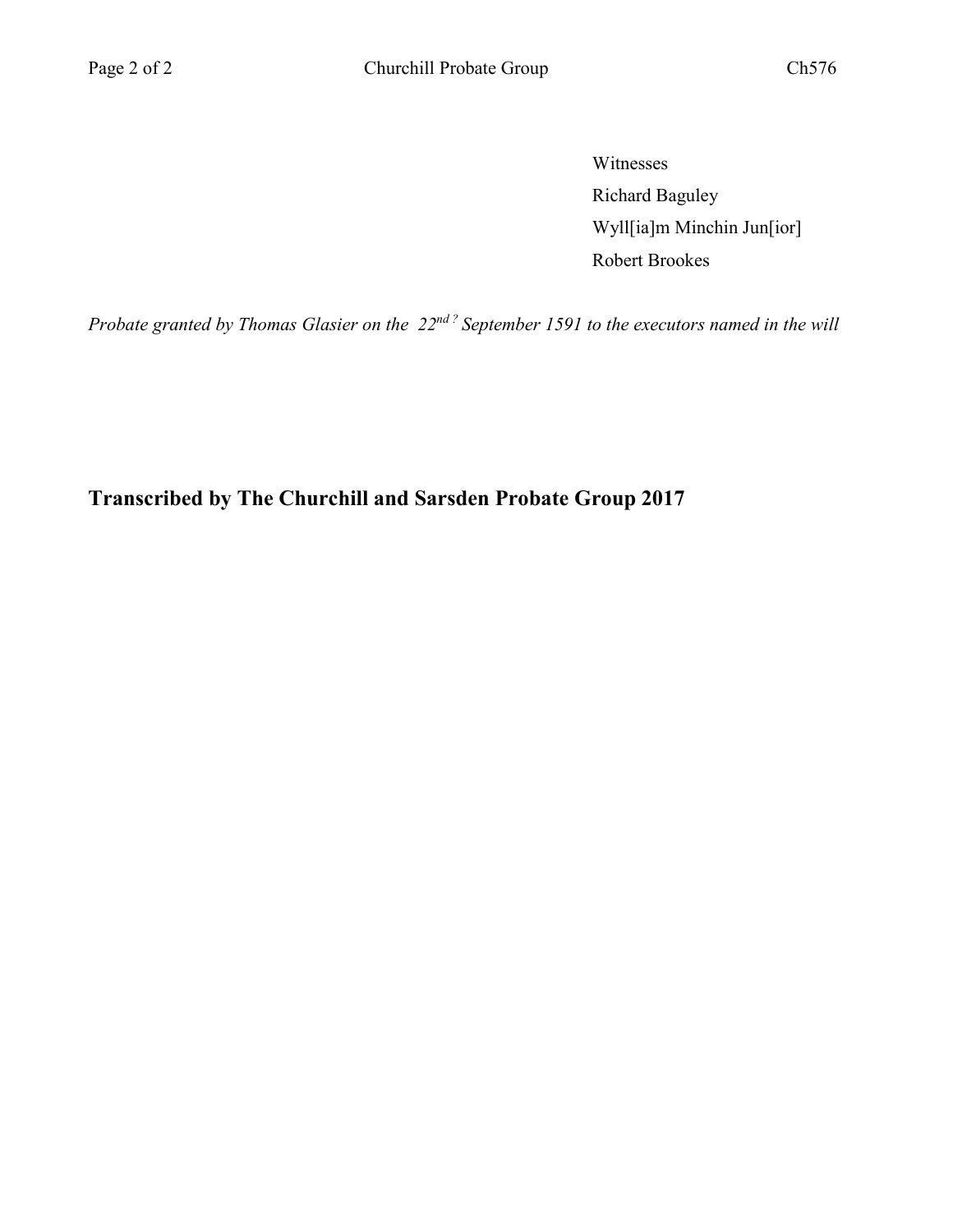Witnesses
Richard Baguley
Wyll[ia]m Minchin Jun[ior]
Robert Brookes

*Probate granted by Thomas Glasier on the 22nd ? September 1591 to the executors named in the will*

**Transcribed by The Churchill and Sarsden Probate Group 2017**